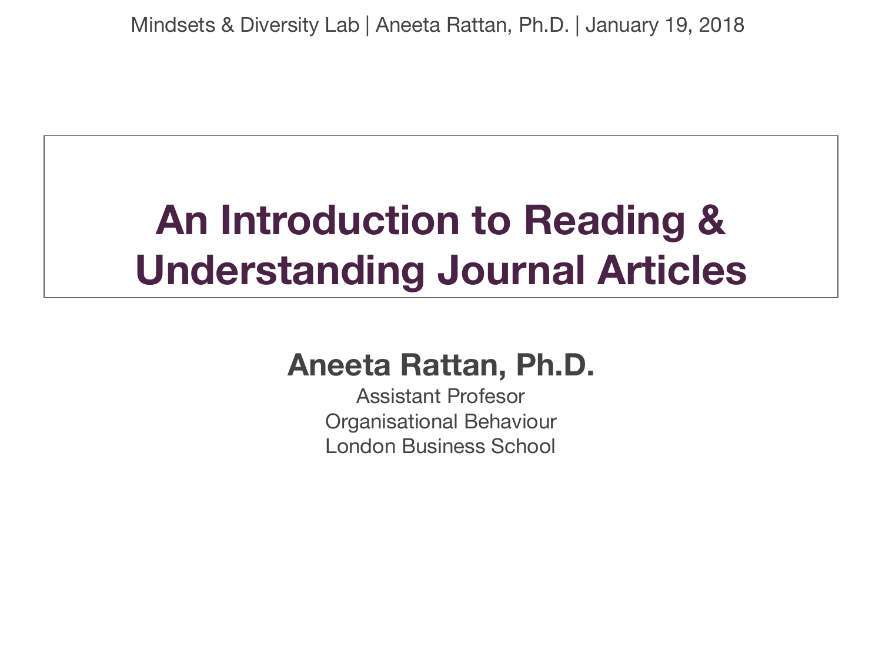# An Introduction to Reading & Understanding Journal Articles

**Aneeta Rattan, Ph.D.**

Assistant Profesor
Organisational Behaviour
London Business School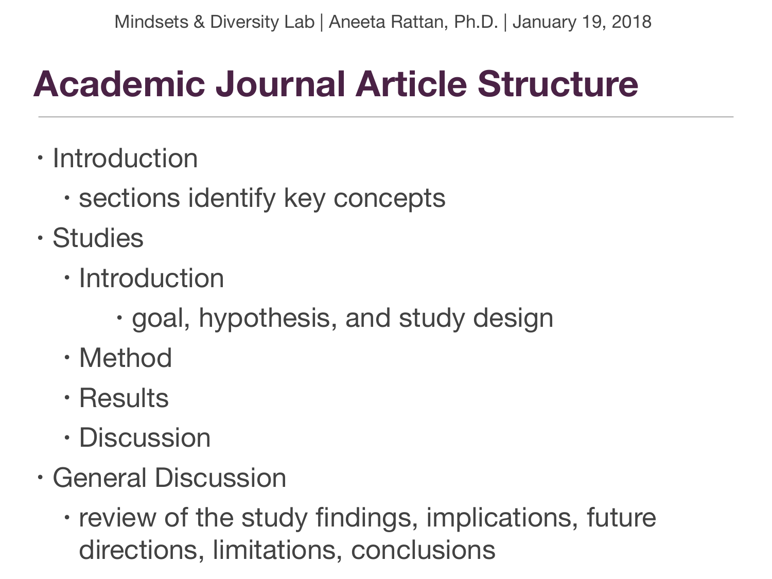# Academic Journal Article Structure

- Introduction
  - sections identify key concepts
- Studies
  - Introduction
    - goal, hypothesis, and study design
  - Method
  - Results
  - Discussion
- General Discussion
  - review of the study findings, implications, future directions, limitations, conclusions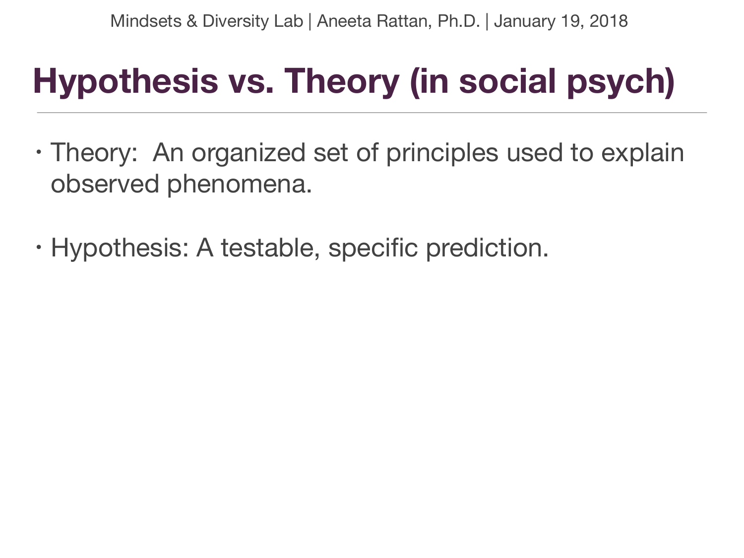# Hypothesis vs. Theory (in social psych)

- Theory: An organized set of principles used to explain observed phenomena.
- Hypothesis: A testable, specific prediction.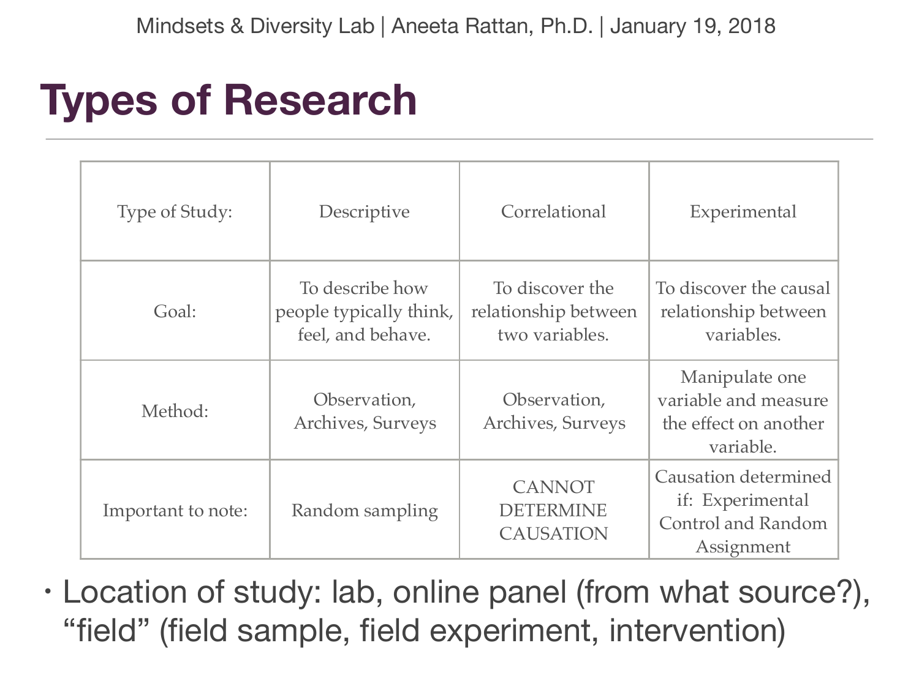# Types of Research

| Type of Study: | Descriptive | Correlational | Experimental |
|---|---|---|---|
| Goal: | To describe how people typically think, feel, and behave. | To discover the relationship between two variables. | To discover the causal relationship between variables. |
| Method: | Observation, Archives, Surveys | Observation, Archives, Surveys | Manipulate one variable and measure the effect on another variable. |
| Important to note: | Random sampling | CANNOT DETERMINE CAUSATION | Causation determined if: Experimental Control and Random Assignment |

- Location of study: lab, online panel (from what source?), "field" (field sample, field experiment, intervention)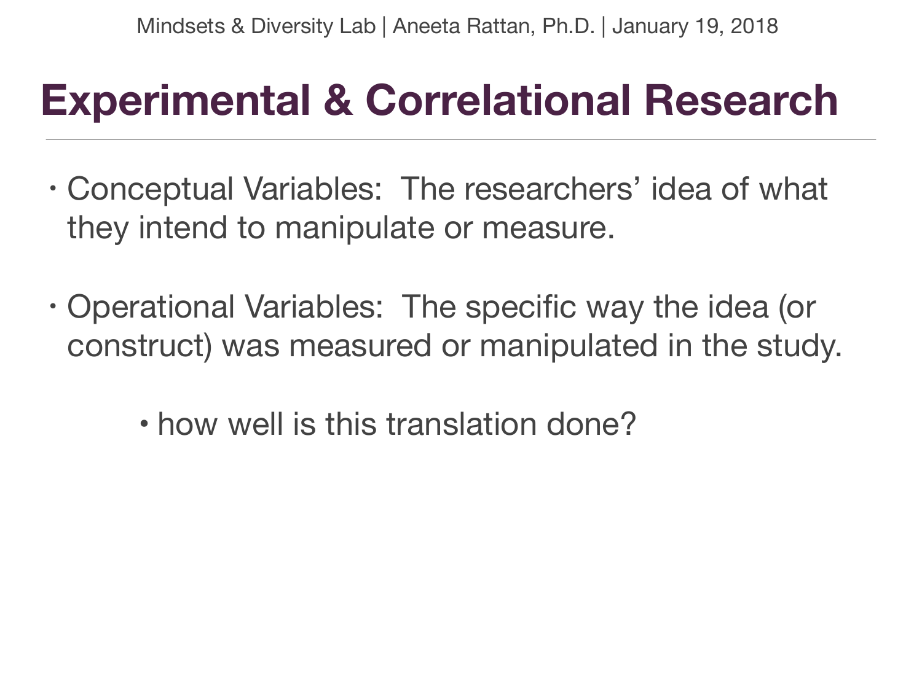# Experimental & Correlational Research

- Conceptual Variables: The researchers' idea of what they intend to manipulate or measure.

- Operational Variables: The specific way the idea (or construct) was measured or manipulated in the study.

    - how well is this translation done?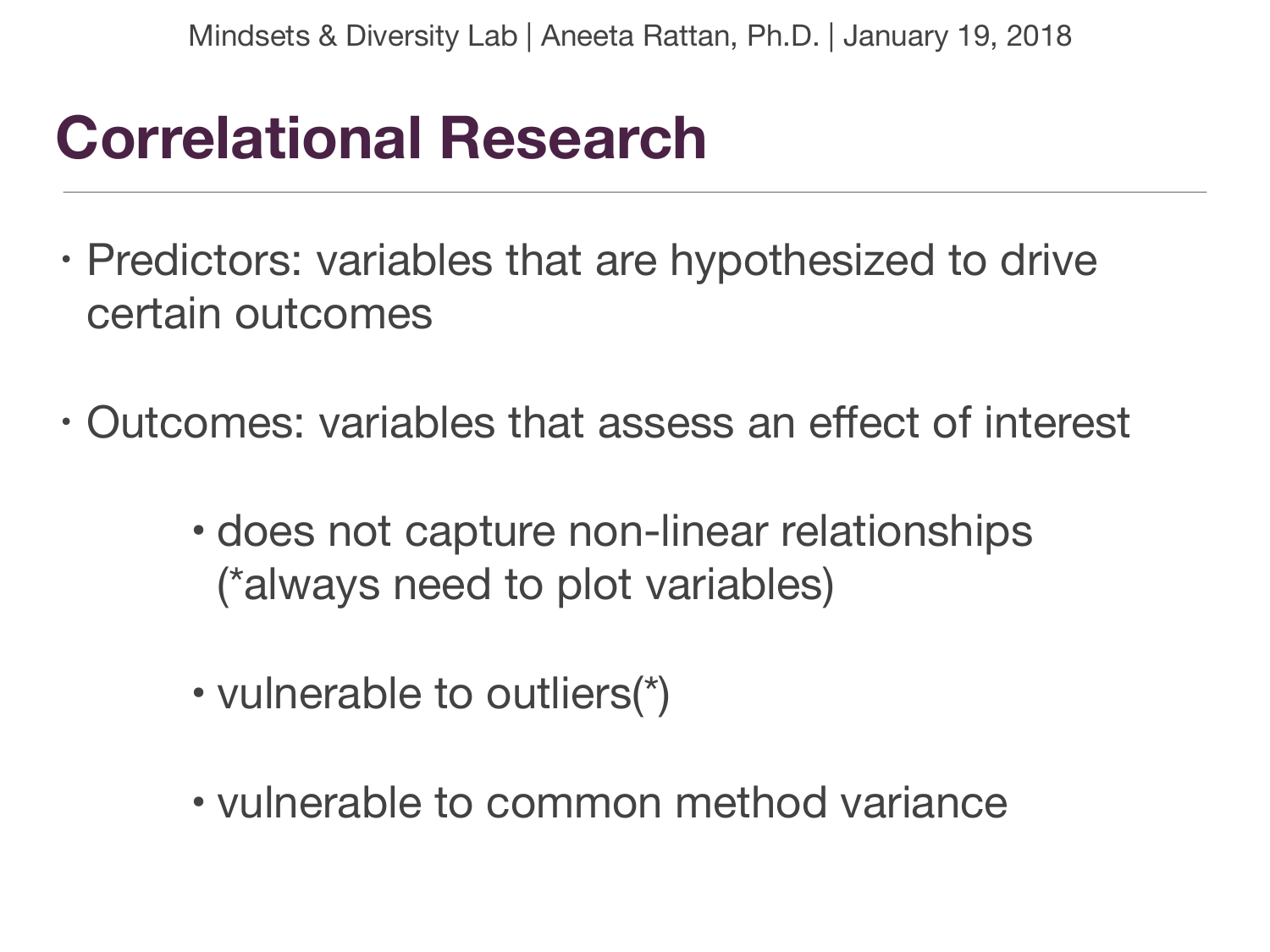# Correlational Research

- Predictors: variables that are hypothesized to drive certain outcomes

- Outcomes: variables that assess an effect of interest

    - does not capture non-linear relationships (*always need to plot variables)

    - vulnerable to outliers(*)

    - vulnerable to common method variance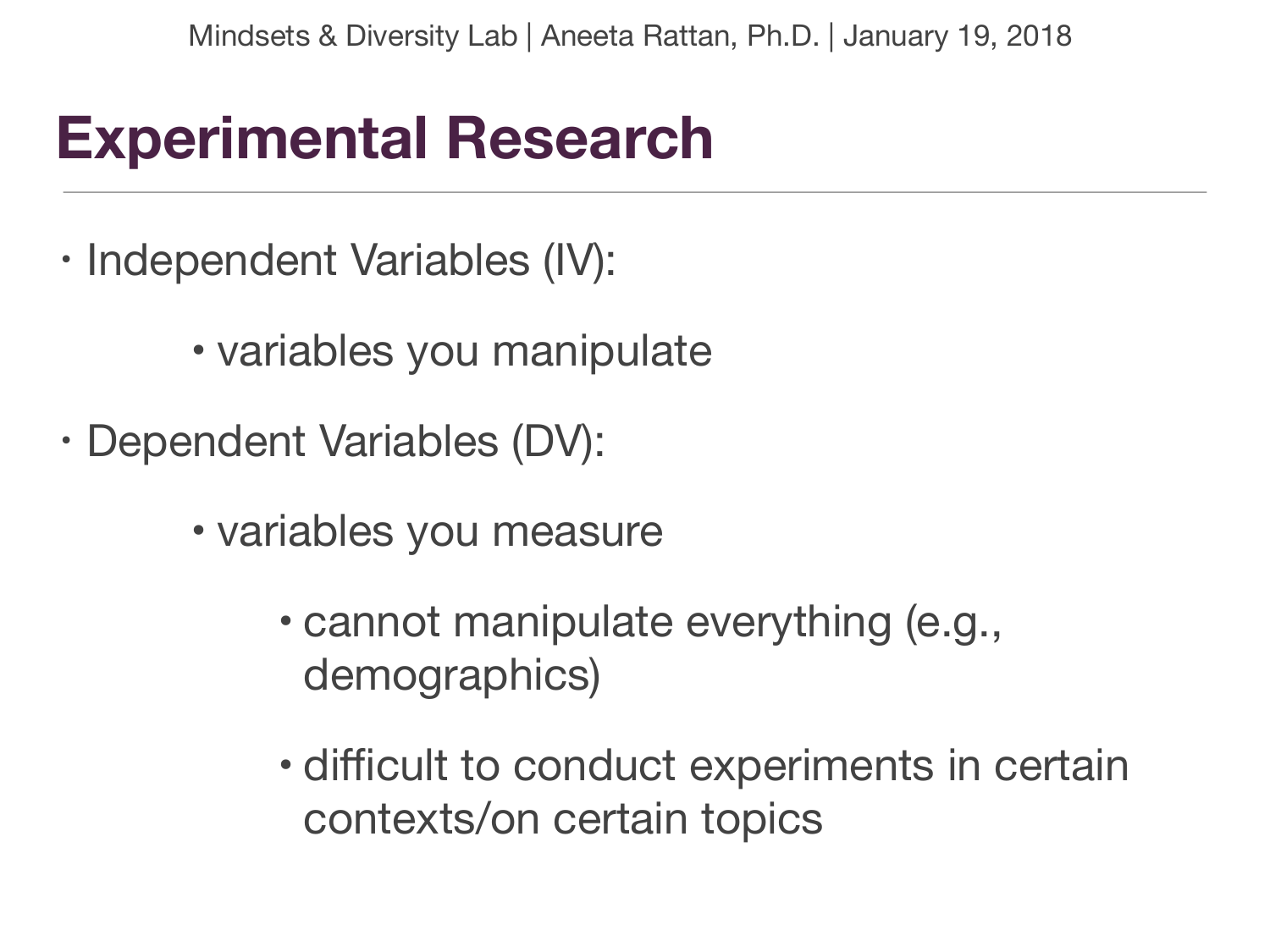# Experimental Research

- Independent Variables (IV):
    - variables you manipulate
- Dependent Variables (DV):
    - variables you measure
        - cannot manipulate everything (e.g., demographics)
        - difficult to conduct experiments in certain contexts/on certain topics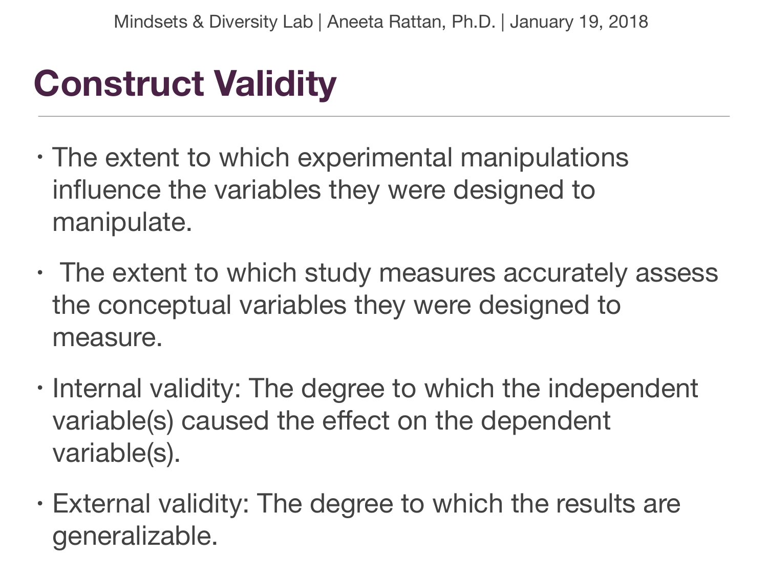# Construct Validity

- The extent to which experimental manipulations influence the variables they were designed to manipulate.
- The extent to which study measures accurately assess the conceptual variables they were designed to measure.
- Internal validity: The degree to which the independent variable(s) caused the effect on the dependent variable(s).
- External validity: The degree to which the results are generalizable.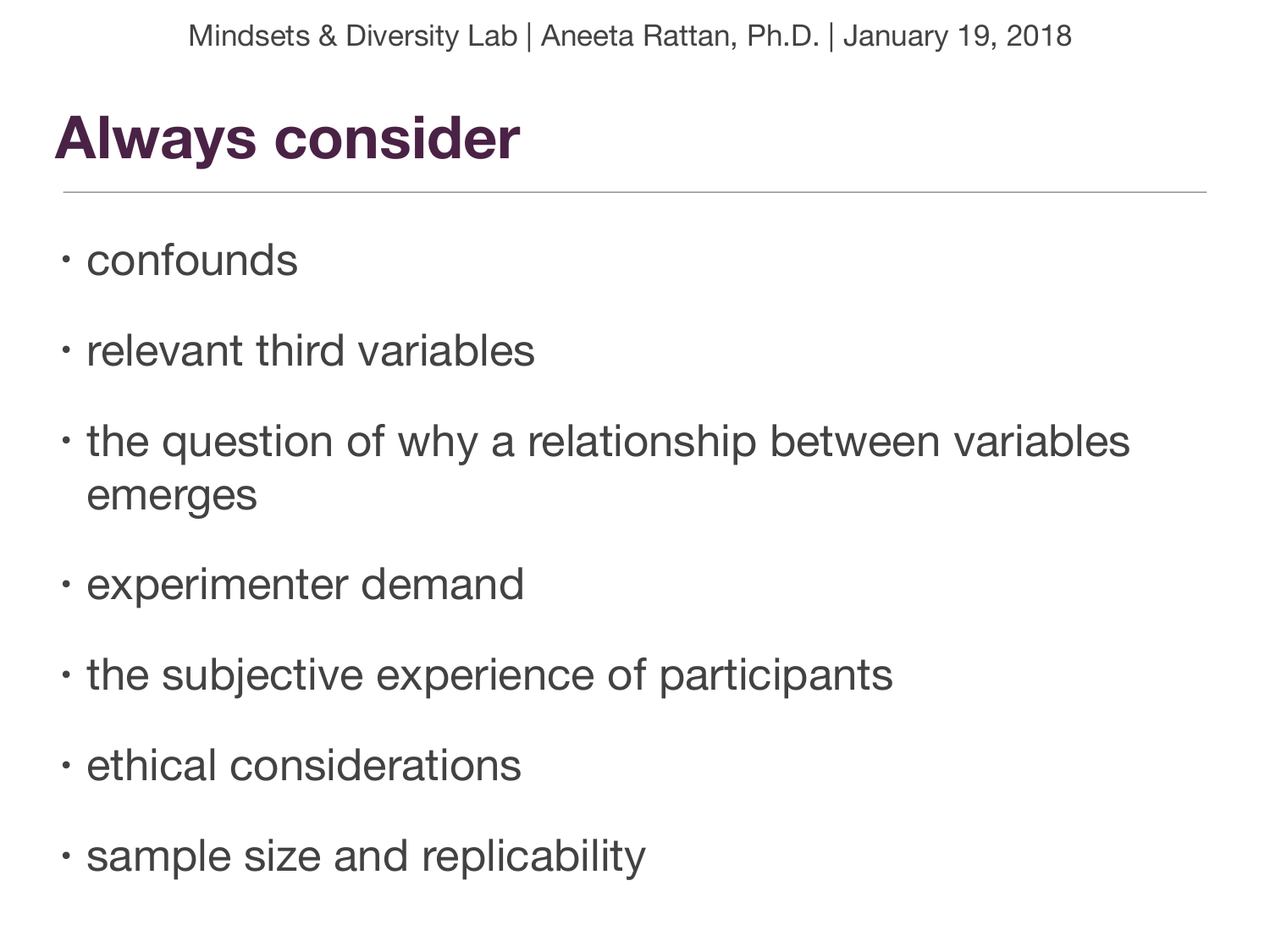# Always consider

- confounds
- relevant third variables
- the question of why a relationship between variables emerges
- experimenter demand
- the subjective experience of participants
- ethical considerations
- sample size and replicability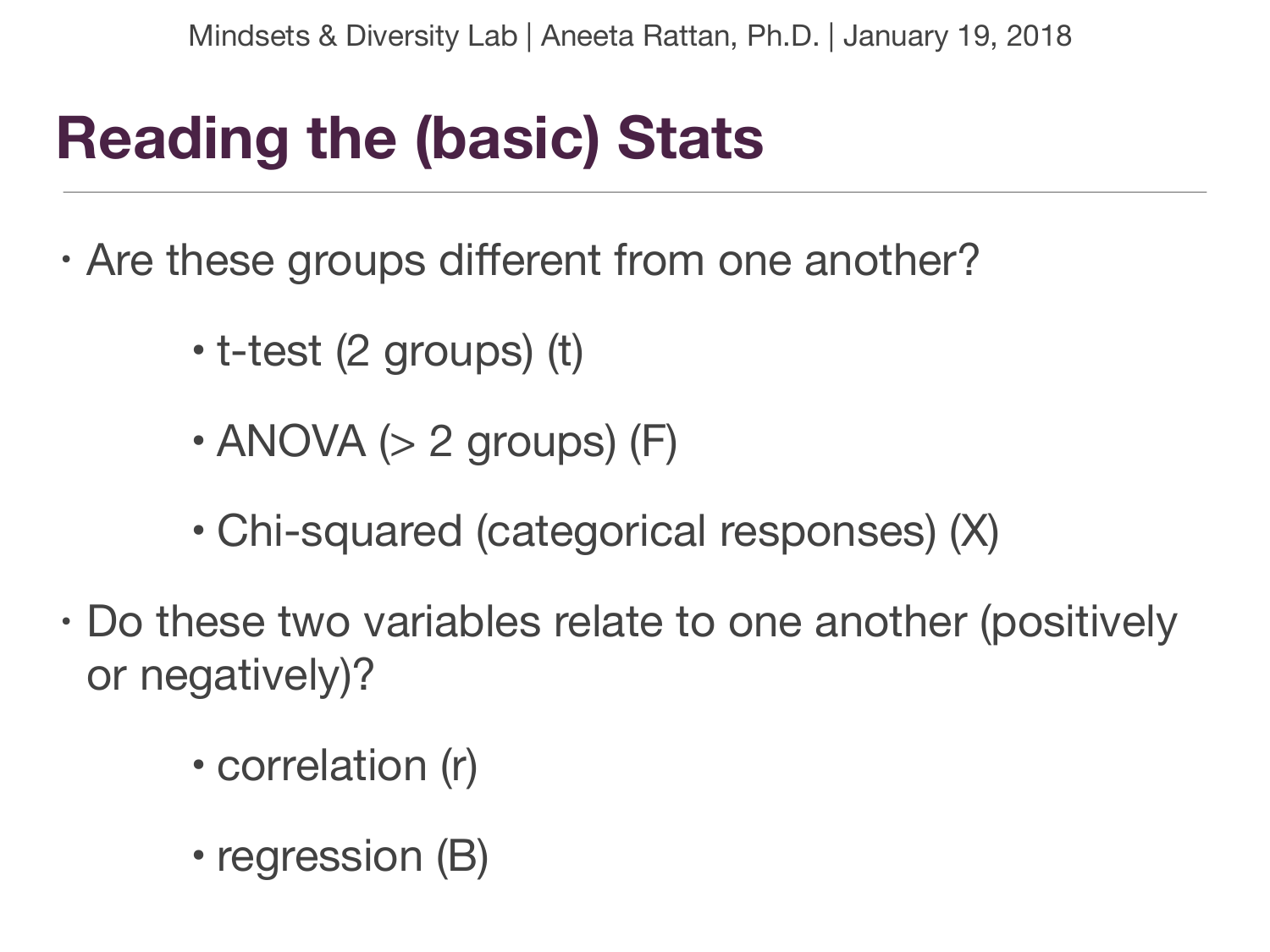# Reading the (basic) Stats

- Are these groups different from one another?
  - t-test (2 groups) (t)
  - ANOVA (> 2 groups) (F)
  - Chi-squared (categorical responses) (X)
- Do these two variables relate to one another (positively or negatively)?
  - correlation (r)
  - regression (B)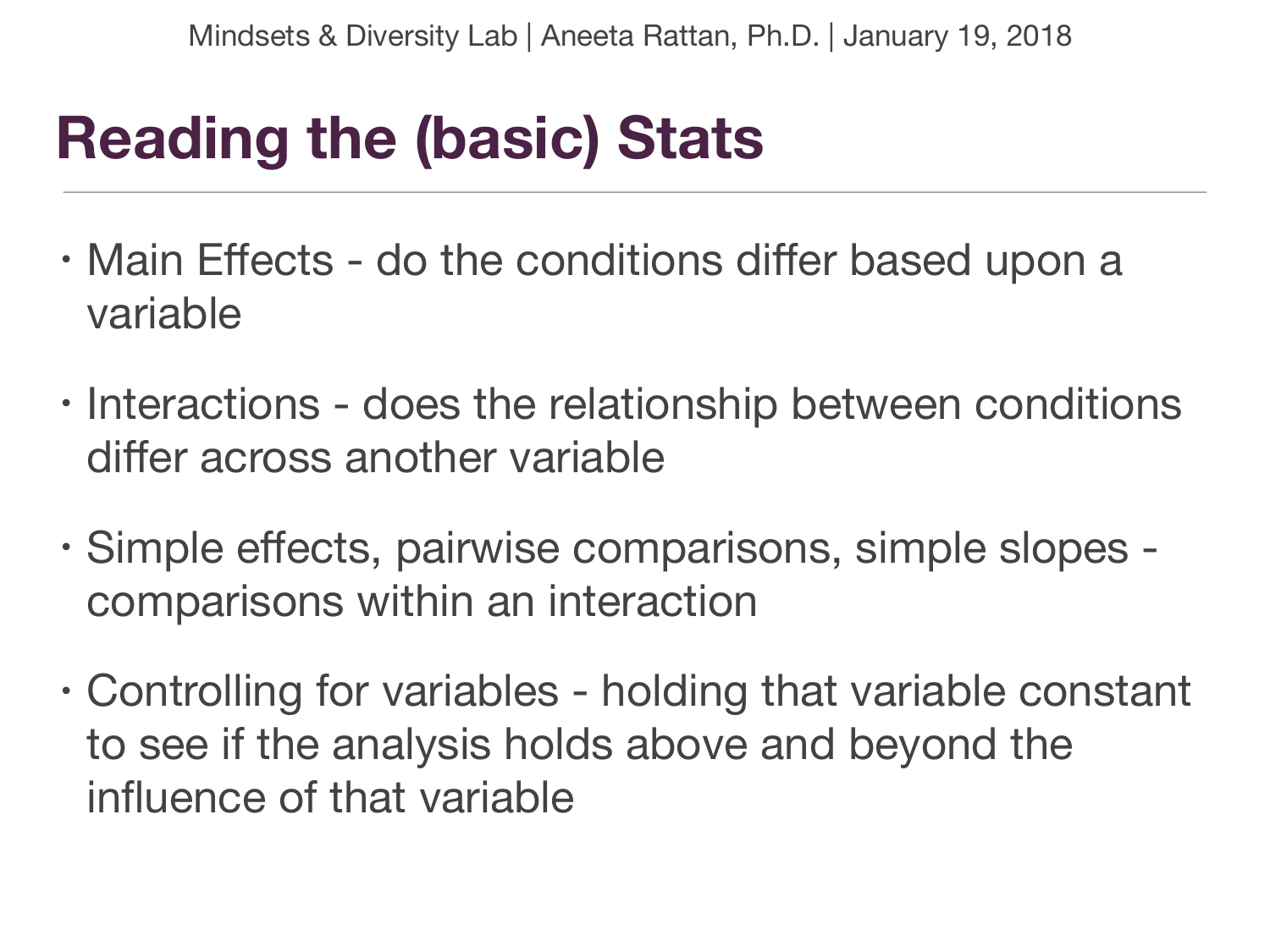# Reading the (basic) Stats

- Main Effects - do the conditions differ based upon a variable
- Interactions - does the relationship between conditions differ across another variable
- Simple effects, pairwise comparisons, simple slopes - comparisons within an interaction
- Controlling for variables - holding that variable constant to see if the analysis holds above and beyond the influence of that variable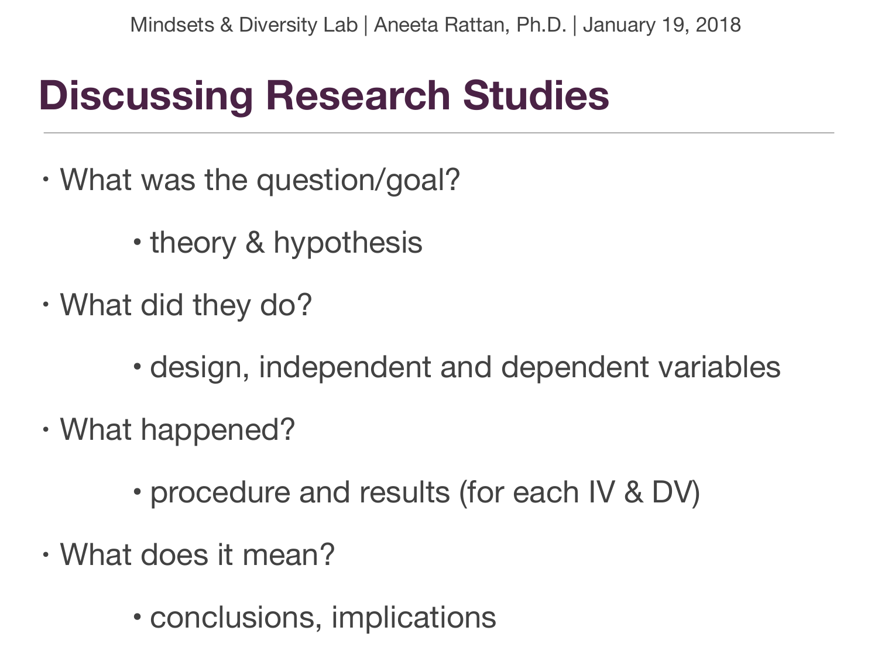# Discussing Research Studies

- What was the question/goal?
  - theory & hypothesis
- What did they do?
  - design, independent and dependent variables
- What happened?
  - procedure and results (for each IV & DV)
- What does it mean?
  - conclusions, implications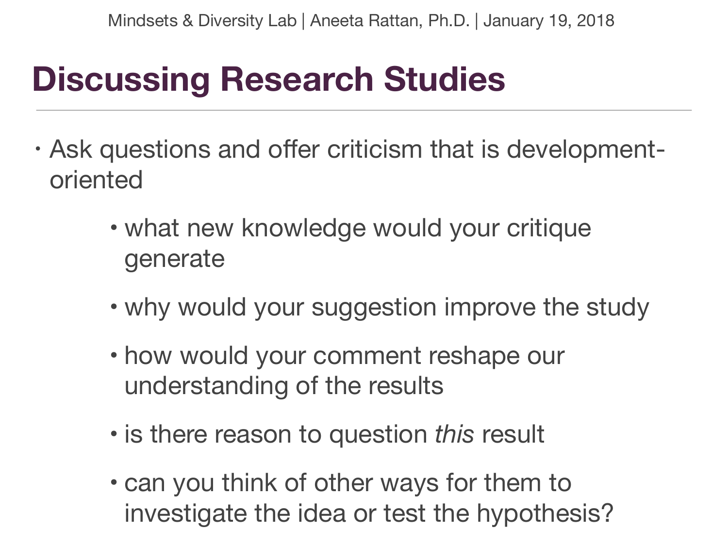# Discussing Research Studies

- Ask questions and offer criticism that is development-oriented
  - what new knowledge would your critique generate
  - why would your suggestion improve the study
  - how would your comment reshape our understanding of the results
  - is there reason to question *this* result
  - can you think of other ways for them to investigate the idea or test the hypothesis?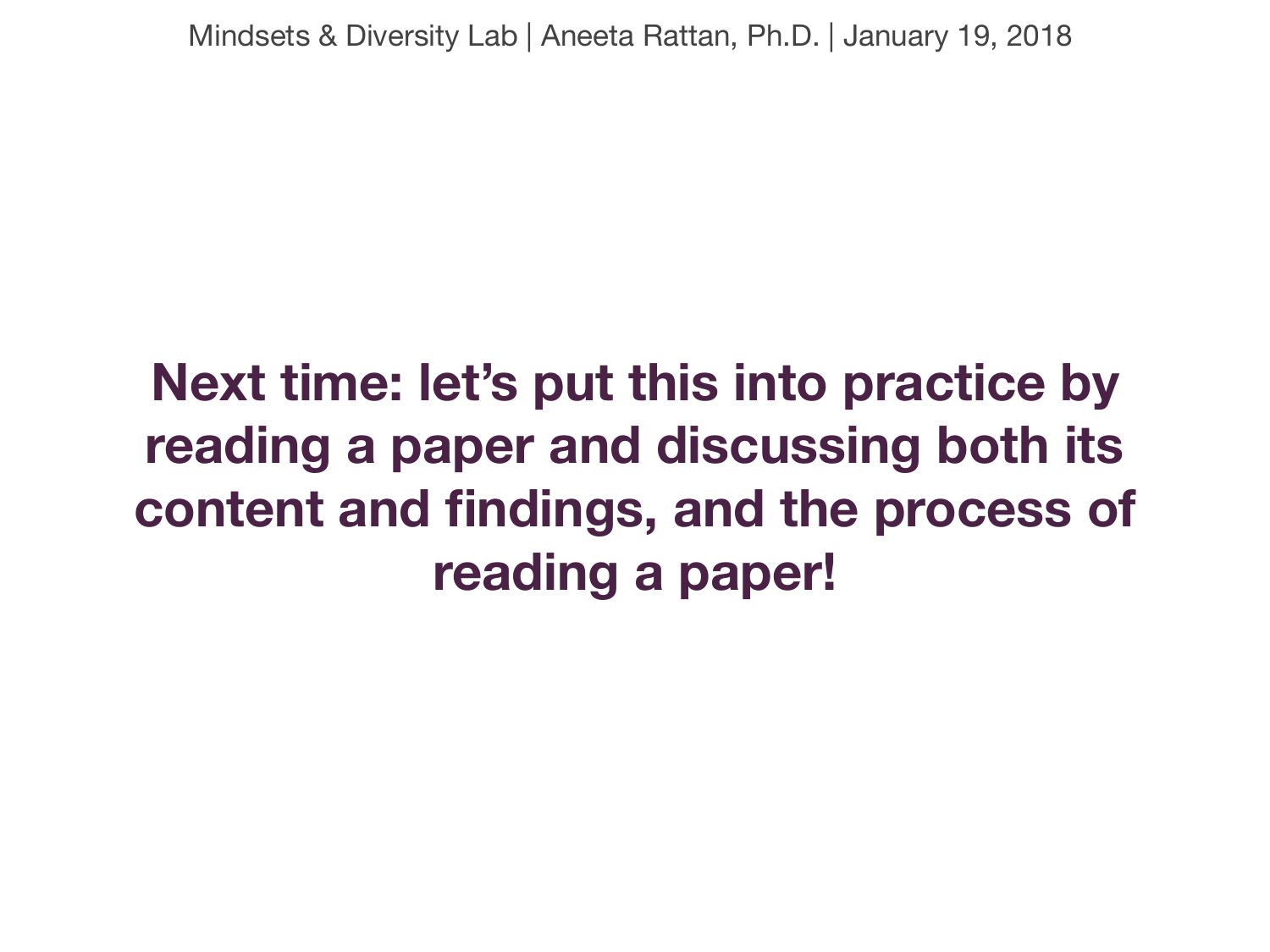**Next time: let's put this into practice by reading a paper and discussing both its content and findings, and the process of reading a paper!**